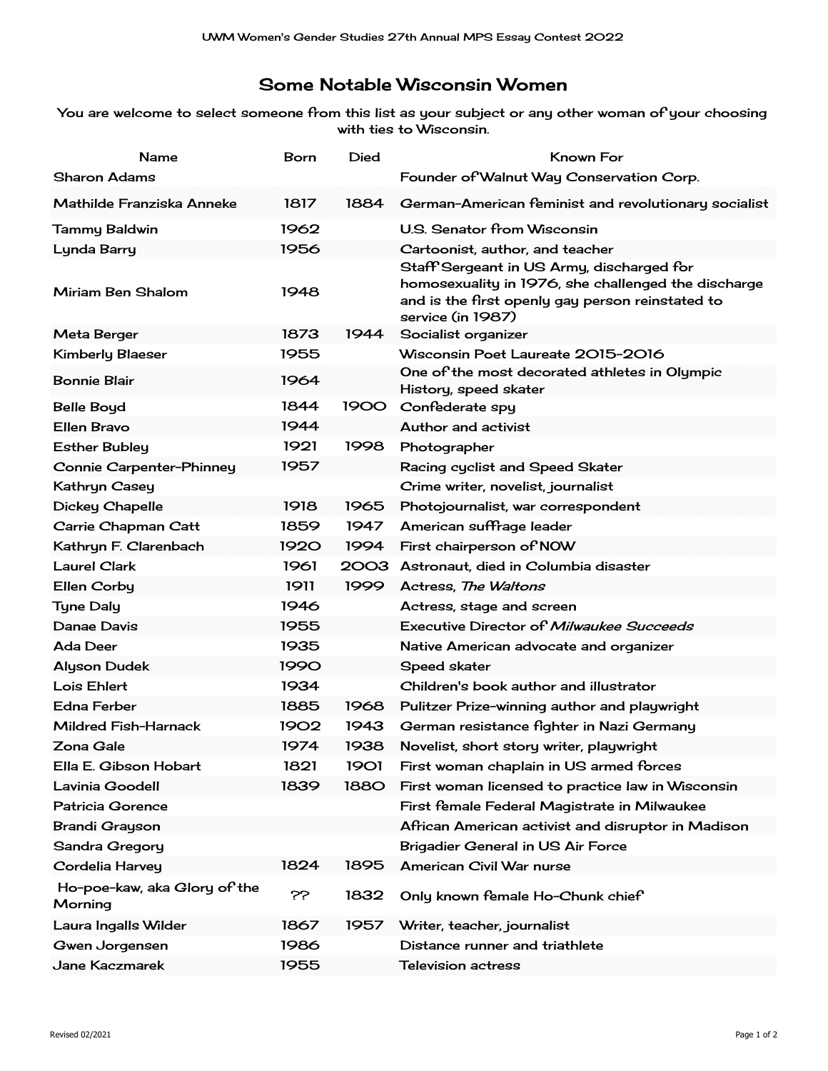UWM Women's Gender Studies 27th Annual MPS Essay Contest 2022

# Some Notable Wisconsin Women

You are welcome to select someone from this list as your subject or any other woman of your choosing with ties to Wisconsin.

| Name | Born | Died | Known For |
|---|---|---|---|
| Sharon Adams | | | Founder of Walnut Way Conservation Corp. |
| Mathilde Franziska Anneke | 1817 | 1884 | German-American feminist and revolutionary socialist |
| Tammy Baldwin | 1962 | | U.S. Senator from Wisconsin |
| Lynda Barry | 1956 | | Cartoonist, author, and teacher |
| Miriam Ben Shalom | 1948 | | Staff Sergeant in US Army, discharged for homosexuality in 1976, she challenged the discharge and is the first openly gay person reinstated to service (in 1987) |
| Meta Berger | 1873 | 1944 | Socialist organizer |
| Kimberly Blaeser | 1955 | | Wisconsin Poet Laureate 2015-2016 |
| Bonnie Blair | 1964 | | One of the most decorated athletes in Olympic History, speed skater |
| Belle Boyd | 1844 | 1900 | Confederate spy |
| Ellen Bravo | 1944 | | Author and activist |
| Esther Bubley | 1921 | 1998 | Photographer |
| Connie Carpenter-Phinney | 1957 | | Racing cyclist and Speed Skater |
| Kathryn Casey | | | Crime writer, novelist, journalist |
| Dickey Chapelle | 1918 | 1965 | Photojournalist, war correspondent |
| Carrie Chapman Catt | 1859 | 1947 | American suffrage leader |
| Kathryn F. Clarenbach | 1920 | 1994 | First chairperson of NOW |
| Laurel Clark | 1961 | 2003 | Astronaut, died in Columbia disaster |
| Ellen Corby | 1911 | 1999 | Actress, *The Waltons* |
| Tyne Daly | 1946 | | Actress, stage and screen |
| Danae Davis | 1955 | | Executive Director of *Milwaukee Succeeds* |
| Ada Deer | 1935 | | Native American advocate and organizer |
| Alyson Dudek | 1990 | | Speed skater |
| Lois Ehlert | 1934 | | Children's book author and illustrator |
| Edna Ferber | 1885 | 1968 | Pulitzer Prize-winning author and playwright |
| Mildred Fish-Harnack | 1902 | 1943 | German resistance fighter in Nazi Germany |
| Zona Gale | 1974 | 1938 | Novelist, short story writer, playwright |
| Ella E. Gibson Hobart | 1821 | 1901 | First woman chaplain in US armed forces |
| Lavinia Goodell | 1839 | 1880 | First woman licensed to practice law in Wisconsin |
| Patricia Gorence | | | First female Federal Magistrate in Milwaukee |
| Brandi Grayson | | | African American activist and disruptor in Madison |
| Sandra Gregory | | | Brigadier General in US Air Force |
| Cordelia Harvey | 1824 | 1895 | American Civil War nurse |
| Ho-poe-kaw, aka Glory of the Morning | ?? | 1832 | Only known female Ho-Chunk chief |
| Laura Ingalls Wilder | 1867 | 1957 | Writer, teacher, journalist |
| Gwen Jorgensen | 1986 | | Distance runner and triathlete |
| Jane Kaczmarek | 1955 | | Television actress |

Revised 02/2021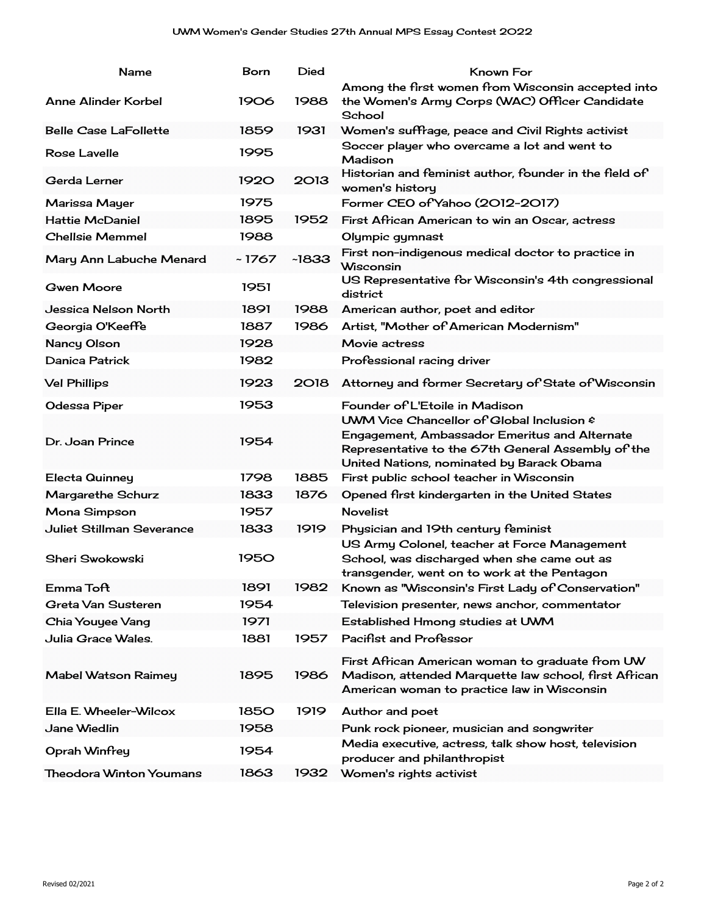UWM Women's Gender Studies 27th Annual MPS Essay Contest 2022

| Name | Born | Died | Known For |
|---|---|---|---|
| Anne Alinder Korbel | 1906 | 1988 | Among the first women from Wisconsin accepted into the Women's Army Corps (WAC) Officer Candidate School |
| Belle Case LaFollette | 1859 | 1931 | Women's suffrage, peace and Civil Rights activist |
| Rose Lavelle | 1995 | | Soccer player who overcame a lot and went to Madison |
| Gerda Lerner | 1920 | 2013 | Historian and feminist author, founder in the field of women's history |
| Marissa Mayer | 1975 | | Former CEO of Yahoo (2012-2017) |
| Hattie McDaniel | 1895 | 1952 | First African American to win an Oscar, actress |
| Chellsie Memmel | 1988 | | Olympic gymnast |
| Mary Ann Labuche Menard | ~ 1767 | ~1833 | First non-indigenous medical doctor to practice in Wisconsin |
| Gwen Moore | 1951 | | US Representative for Wisconsin's 4th congressional district |
| Jessica Nelson North | 1891 | 1988 | American author, poet and editor |
| Georgia O'Keeffe | 1887 | 1986 | Artist, "Mother of American Modernism" |
| Nancy Olson | 1928 | | Movie actress |
| Danica Patrick | 1982 | | Professional racing driver |
| Vel Phillips | 1923 | 2018 | Attorney and former Secretary of State of Wisconsin |
| Odessa Piper | 1953 | | Founder of L'Etoile in Madison |
| Dr. Joan Prince | 1954 | | UWM Vice Chancellor of Global Inclusion & Engagement, Ambassador Emeritus and Alternate Representative to the 67th General Assembly of the United Nations, nominated by Barack Obama |
| Electa Quinney | 1798 | 1885 | First public school teacher in Wisconsin |
| Margarethe Schurz | 1833 | 1876 | Opened first kindergarten in the United States |
| Mona Simpson | 1957 | | Novelist |
| Juliet Stillman Severance | 1833 | 1919 | Physician and 19th century feminist |
| Sheri Swokowski | 1950 | | US Army Colonel, teacher at Force Management School, was discharged when she came out as transgender, went on to work at the Pentagon |
| Emma Toft | 1891 | 1982 | Known as "Wisconsin's First Lady of Conservation" |
| Greta Van Susteren | 1954 | | Television presenter, news anchor, commentator |
| Chia Youyee Vang | 1971 | | Established Hmong studies at UWM |
| Julia Grace Wales. | 1881 | 1957 | Pacifist and Professor |
| Mabel Watson Raimey | 1895 | 1986 | First African American woman to graduate from UW Madison, attended Marquette law school, first African American woman to practice law in Wisconsin |
| Ella E. Wheeler-Wilcox | 1850 | 1919 | Author and poet |
| Jane Wiedlin | 1958 | | Punk rock pioneer, musician and songwriter |
| Oprah Winfrey | 1954 | | Media executive, actress, talk show host, television producer and philanthropist |
| Theodora Winton Youmans | 1863 | 1932 | Women's rights activist |

Revised 02/2021